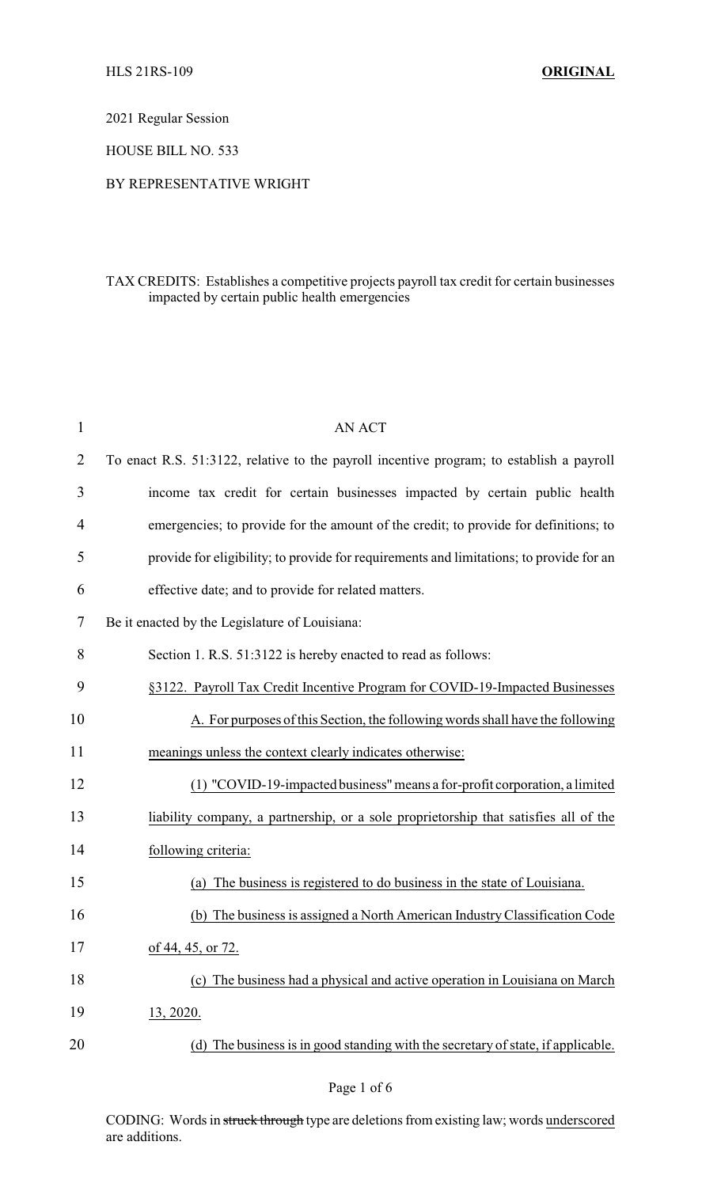HLS 21RS-109 **ORIGINAL**

2021 Regular Session

HOUSE BILL NO. 533

BY REPRESENTATIVE WRIGHT

TAX CREDITS: Establishes a competitive projects payroll tax credit for certain businesses impacted by certain public health emergencies

AN ACT

To enact R.S. 51:3122, relative to the payroll incentive program; to establish a payroll income tax credit for certain businesses impacted by certain public health emergencies; to provide for the amount of the credit; to provide for definitions; to provide for eligibility; to provide for requirements and limitations; to provide for an effective date; and to provide for related matters.

Be it enacted by the Legislature of Louisiana:

Section 1. R.S. 51:3122 is hereby enacted to read as follows:

§3122. Payroll Tax Credit Incentive Program for COVID-19-Impacted Businesses

A. For purposes of this Section, the following words shall have the following meanings unless the context clearly indicates otherwise:

(1) "COVID-19-impacted business" means a for-profit corporation, a limited liability company, a partnership, or a sole proprietorship that satisfies all of the following criteria:

(a) The business is registered to do business in the state of Louisiana.

(b) The business is assigned a North American Industry Classification Code of 44, 45, or 72.

(c) The business had a physical and active operation in Louisiana on March 13, 2020.

(d) The business is in good standing with the secretary of state, if applicable.

CODING: Words in ~~struck through~~ type are deletions from existing law; words underscored are additions.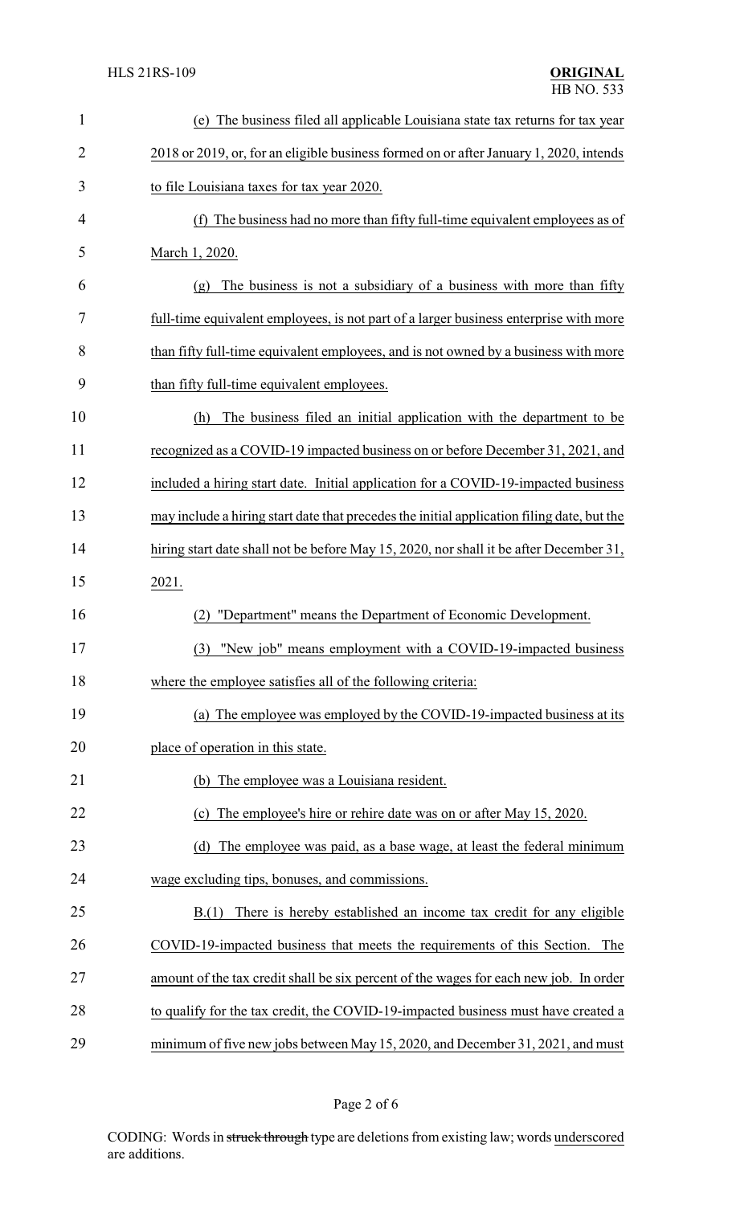(e) The business filed all applicable Louisiana state tax returns for tax year 2018 or 2019, or, for an eligible business formed on or after January 1, 2020, intends to file Louisiana taxes for tax year 2020.

(f) The business had no more than fifty full-time equivalent employees as of March 1, 2020.

(g) The business is not a subsidiary of a business with more than fifty full-time equivalent employees, is not part of a larger business enterprise with more than fifty full-time equivalent employees, and is not owned by a business with more than fifty full-time equivalent employees.

(h) The business filed an initial application with the department to be recognized as a COVID-19 impacted business on or before December 31, 2021, and included a hiring start date. Initial application for a COVID-19-impacted business may include a hiring start date that precedes the initial application filing date, but the hiring start date shall not be before May 15, 2020, nor shall it be after December 31, 2021.

(2) "Department" means the Department of Economic Development.

(3) "New job" means employment with a COVID-19-impacted business where the employee satisfies all of the following criteria:

(a) The employee was employed by the COVID-19-impacted business at its place of operation in this state.

(b) The employee was a Louisiana resident.

(c) The employee's hire or rehire date was on or after May 15, 2020.

(d) The employee was paid, as a base wage, at least the federal minimum wage excluding tips, bonuses, and commissions.

B.(1) There is hereby established an income tax credit for any eligible COVID-19-impacted business that meets the requirements of this Section. The amount of the tax credit shall be six percent of the wages for each new job. In order to qualify for the tax credit, the COVID-19-impacted business must have created a minimum of five new jobs between May 15, 2020, and December 31, 2021, and must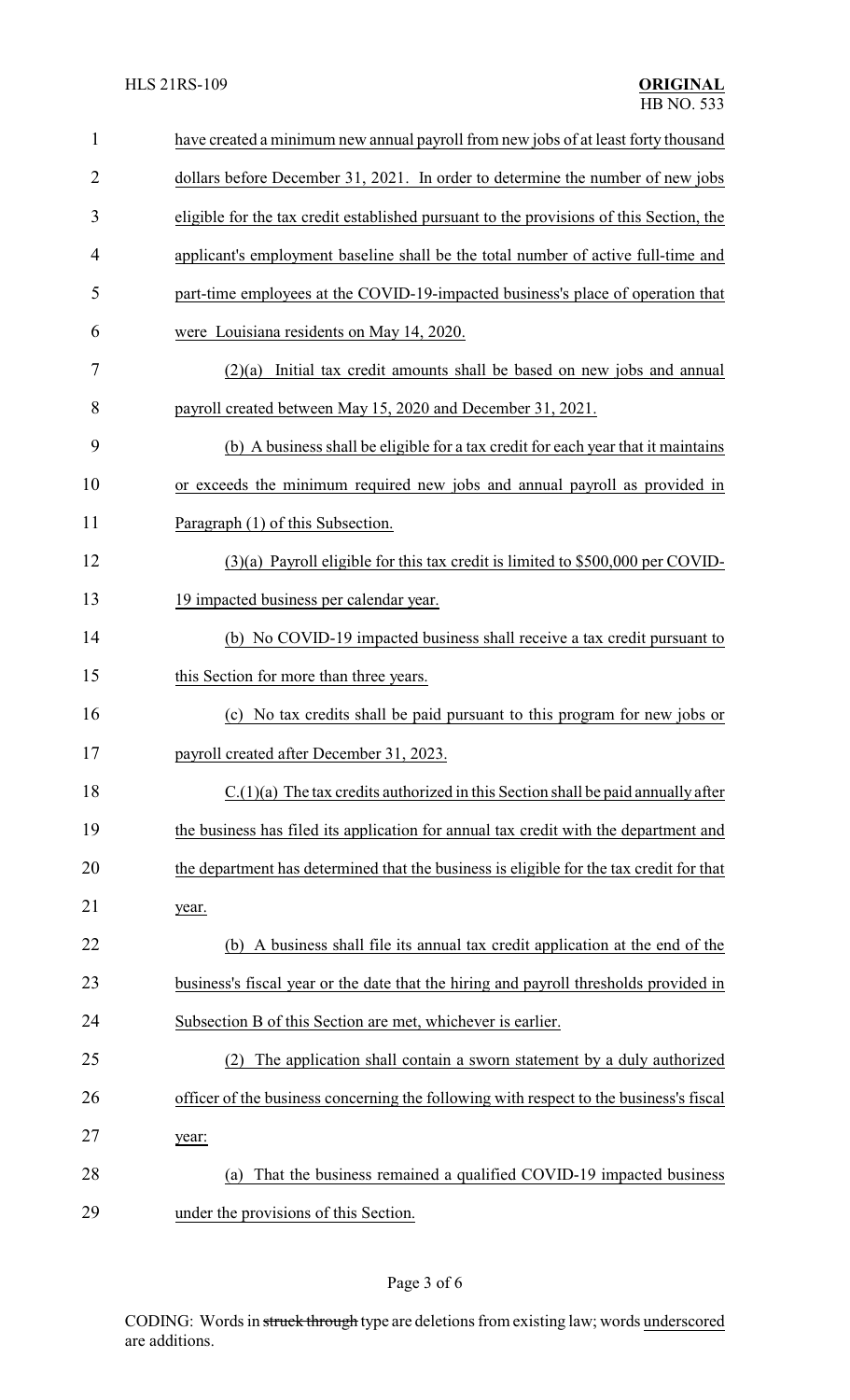have created a minimum new annual payroll from new jobs of at least forty thousand dollars before December 31, 2021. In order to determine the number of new jobs eligible for the tax credit established pursuant to the provisions of this Section, the applicant's employment baseline shall be the total number of active full-time and part-time employees at the COVID-19-impacted business's place of operation that were Louisiana residents on May 14, 2020.

(2)(a) Initial tax credit amounts shall be based on new jobs and annual payroll created between May 15, 2020 and December 31, 2021.

(b) A business shall be eligible for a tax credit for each year that it maintains or exceeds the minimum required new jobs and annual payroll as provided in Paragraph (1) of this Subsection.

(3)(a) Payroll eligible for this tax credit is limited to $500,000 per COVID-19 impacted business per calendar year.

(b) No COVID-19 impacted business shall receive a tax credit pursuant to this Section for more than three years.

(c) No tax credits shall be paid pursuant to this program for new jobs or payroll created after December 31, 2023.

C.(1)(a) The tax credits authorized in this Section shall be paid annually after the business has filed its application for annual tax credit with the department and the department has determined that the business is eligible for the tax credit for that year.

(b) A business shall file its annual tax credit application at the end of the business's fiscal year or the date that the hiring and payroll thresholds provided in Subsection B of this Section are met, whichever is earlier.

(2) The application shall contain a sworn statement by a duly authorized officer of the business concerning the following with respect to the business's fiscal year:

(a) That the business remained a qualified COVID-19 impacted business under the provisions of this Section.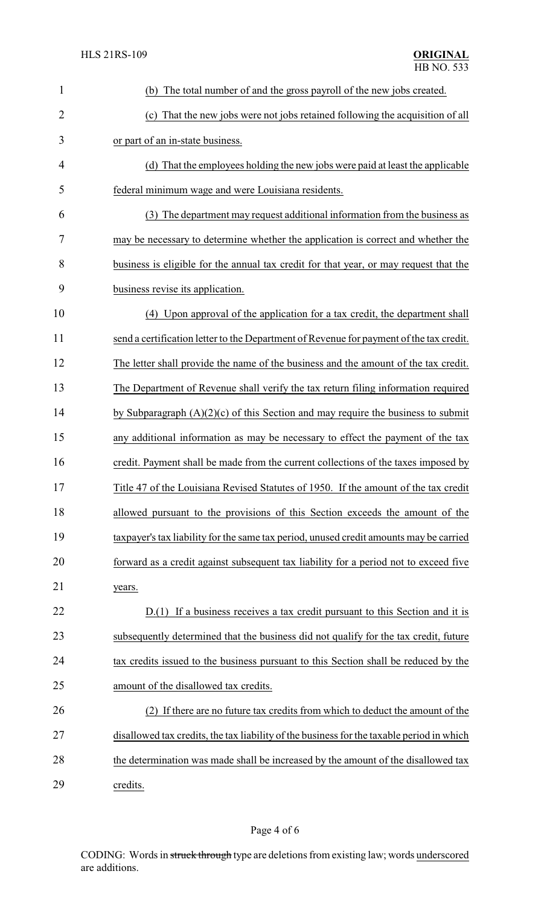(b) The total number of and the gross payroll of the new jobs created.

(c) That the new jobs were not jobs retained following the acquisition of all or part of an in-state business.

(d) That the employees holding the new jobs were paid at least the applicable federal minimum wage and were Louisiana residents.

(3) The department may request additional information from the business as may be necessary to determine whether the application is correct and whether the business is eligible for the annual tax credit for that year, or may request that the business revise its application.

(4) Upon approval of the application for a tax credit, the department shall send a certification letter to the Department of Revenue for payment of the tax credit. The letter shall provide the name of the business and the amount of the tax credit. The Department of Revenue shall verify the tax return filing information required by Subparagraph (A)(2)(c) of this Section and may require the business to submit any additional information as may be necessary to effect the payment of the tax credit. Payment shall be made from the current collections of the taxes imposed by Title 47 of the Louisiana Revised Statutes of 1950. If the amount of the tax credit allowed pursuant to the provisions of this Section exceeds the amount of the taxpayer's tax liability for the same tax period, unused credit amounts may be carried forward as a credit against subsequent tax liability for a period not to exceed five years.

D.(1) If a business receives a tax credit pursuant to this Section and it is subsequently determined that the business did not qualify for the tax credit, future tax credits issued to the business pursuant to this Section shall be reduced by the amount of the disallowed tax credits.

(2) If there are no future tax credits from which to deduct the amount of the disallowed tax credits, the tax liability of the business for the taxable period in which the determination was made shall be increased by the amount of the disallowed tax credits.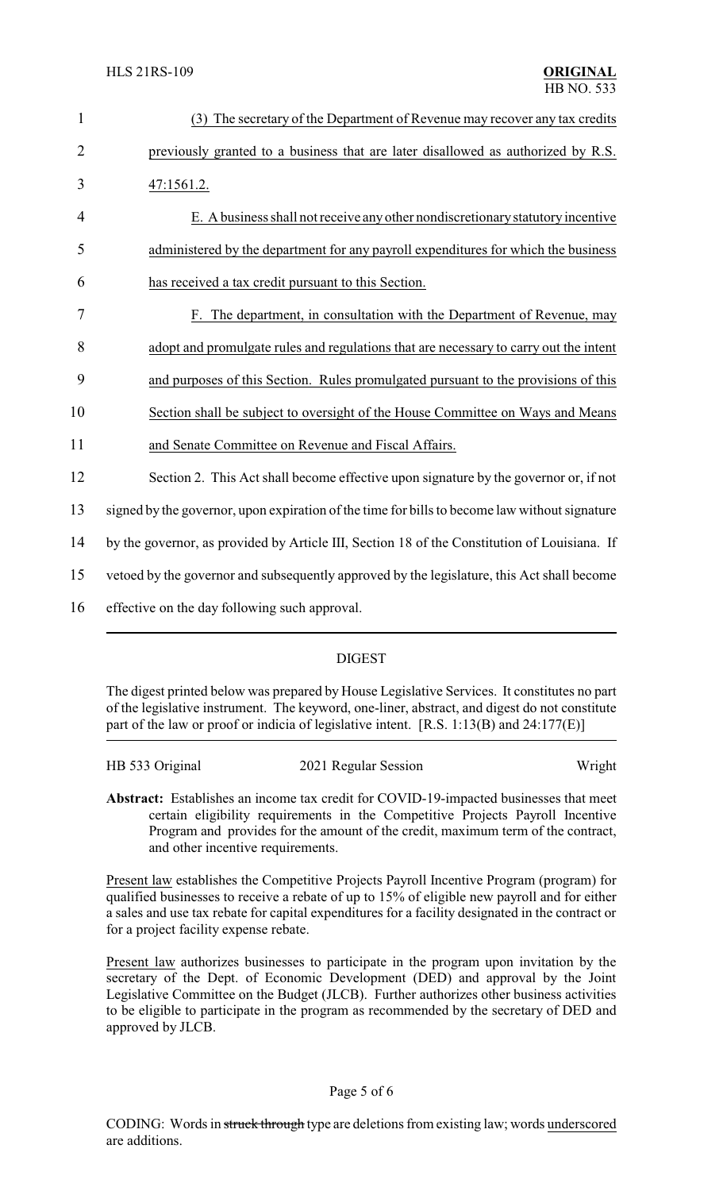(3) The secretary of the Department of Revenue may recover any tax credits previously granted to a business that are later disallowed as authorized by R.S. 47:1561.2.

E. A business shall not receive any other nondiscretionary statutory incentive administered by the department for any payroll expenditures for which the business has received a tax credit pursuant to this Section.

F. The department, in consultation with the Department of Revenue, may adopt and promulgate rules and regulations that are necessary to carry out the intent and purposes of this Section. Rules promulgated pursuant to the provisions of this Section shall be subject to oversight of the House Committee on Ways and Means and Senate Committee on Revenue and Fiscal Affairs.

Section 2. This Act shall become effective upon signature by the governor or, if not signed by the governor, upon expiration of the time for bills to become law without signature by the governor, as provided by Article III, Section 18 of the Constitution of Louisiana. If vetoed by the governor and subsequently approved by the legislature, this Act shall become effective on the day following such approval.

## DIGEST

The digest printed below was prepared by House Legislative Services. It constitutes no part of the legislative instrument. The keyword, one-liner, abstract, and digest do not constitute part of the law or proof or indicia of legislative intent. [R.S. 1:13(B) and 24:177(E)]

HB 533 Original — 2021 Regular Session — Wright

**Abstract:** Establishes an income tax credit for COVID-19-impacted businesses that meet certain eligibility requirements in the Competitive Projects Payroll Incentive Program and provides for the amount of the credit, maximum term of the contract, and other incentive requirements.

Present law establishes the Competitive Projects Payroll Incentive Program (program) for qualified businesses to receive a rebate of up to 15% of eligible new payroll and for either a sales and use tax rebate for capital expenditures for a facility designated in the contract or for a project facility expense rebate.

Present law authorizes businesses to participate in the program upon invitation by the secretary of the Dept. of Economic Development (DED) and approval by the Joint Legislative Committee on the Budget (JLCB). Further authorizes other business activities to be eligible to participate in the program as recommended by the secretary of DED and approved by JLCB.

CODING: Words in ~~struck through~~ type are deletions from existing law; words underscored are additions.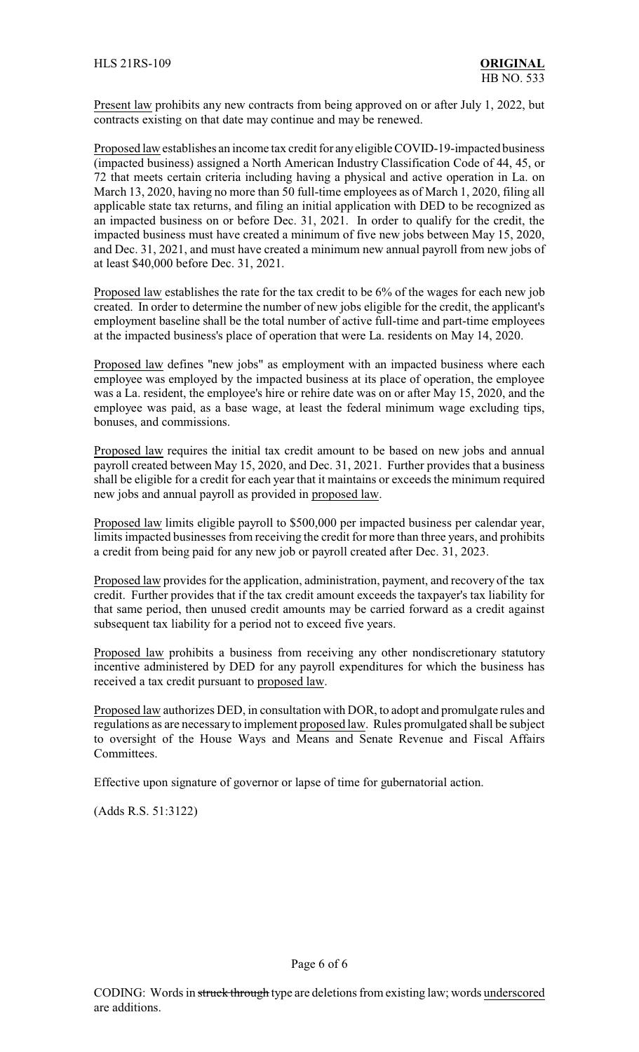Present law prohibits any new contracts from being approved on or after July 1, 2022, but contracts existing on that date may continue and may be renewed.

Proposed law establishes an income tax credit for any eligible COVID-19-impacted business (impacted business) assigned a North American Industry Classification Code of 44, 45, or 72 that meets certain criteria including having a physical and active operation in La. on March 13, 2020, having no more than 50 full-time employees as of March 1, 2020, filing all applicable state tax returns, and filing an initial application with DED to be recognized as an impacted business on or before Dec. 31, 2021. In order to qualify for the credit, the impacted business must have created a minimum of five new jobs between May 15, 2020, and Dec. 31, 2021, and must have created a minimum new annual payroll from new jobs of at least $40,000 before Dec. 31, 2021.

Proposed law establishes the rate for the tax credit to be 6% of the wages for each new job created. In order to determine the number of new jobs eligible for the credit, the applicant's employment baseline shall be the total number of active full-time and part-time employees at the impacted business's place of operation that were La. residents on May 14, 2020.

Proposed law defines "new jobs" as employment with an impacted business where each employee was employed by the impacted business at its place of operation, the employee was a La. resident, the employee's hire or rehire date was on or after May 15, 2020, and the employee was paid, as a base wage, at least the federal minimum wage excluding tips, bonuses, and commissions.

Proposed law requires the initial tax credit amount to be based on new jobs and annual payroll created between May 15, 2020, and Dec. 31, 2021. Further provides that a business shall be eligible for a credit for each year that it maintains or exceeds the minimum required new jobs and annual payroll as provided in proposed law.

Proposed law limits eligible payroll to $500,000 per impacted business per calendar year, limits impacted businesses from receiving the credit for more than three years, and prohibits a credit from being paid for any new job or payroll created after Dec. 31, 2023.

Proposed law provides for the application, administration, payment, and recovery of the tax credit. Further provides that if the tax credit amount exceeds the taxpayer's tax liability for that same period, then unused credit amounts may be carried forward as a credit against subsequent tax liability for a period not to exceed five years.

Proposed law prohibits a business from receiving any other nondiscretionary statutory incentive administered by DED for any payroll expenditures for which the business has received a tax credit pursuant to proposed law.

Proposed law authorizes DED, in consultation with DOR, to adopt and promulgate rules and regulations as are necessary to implement proposed law. Rules promulgated shall be subject to oversight of the House Ways and Means and Senate Revenue and Fiscal Affairs Committees.

Effective upon signature of governor or lapse of time for gubernatorial action.

(Adds R.S. 51:3122)